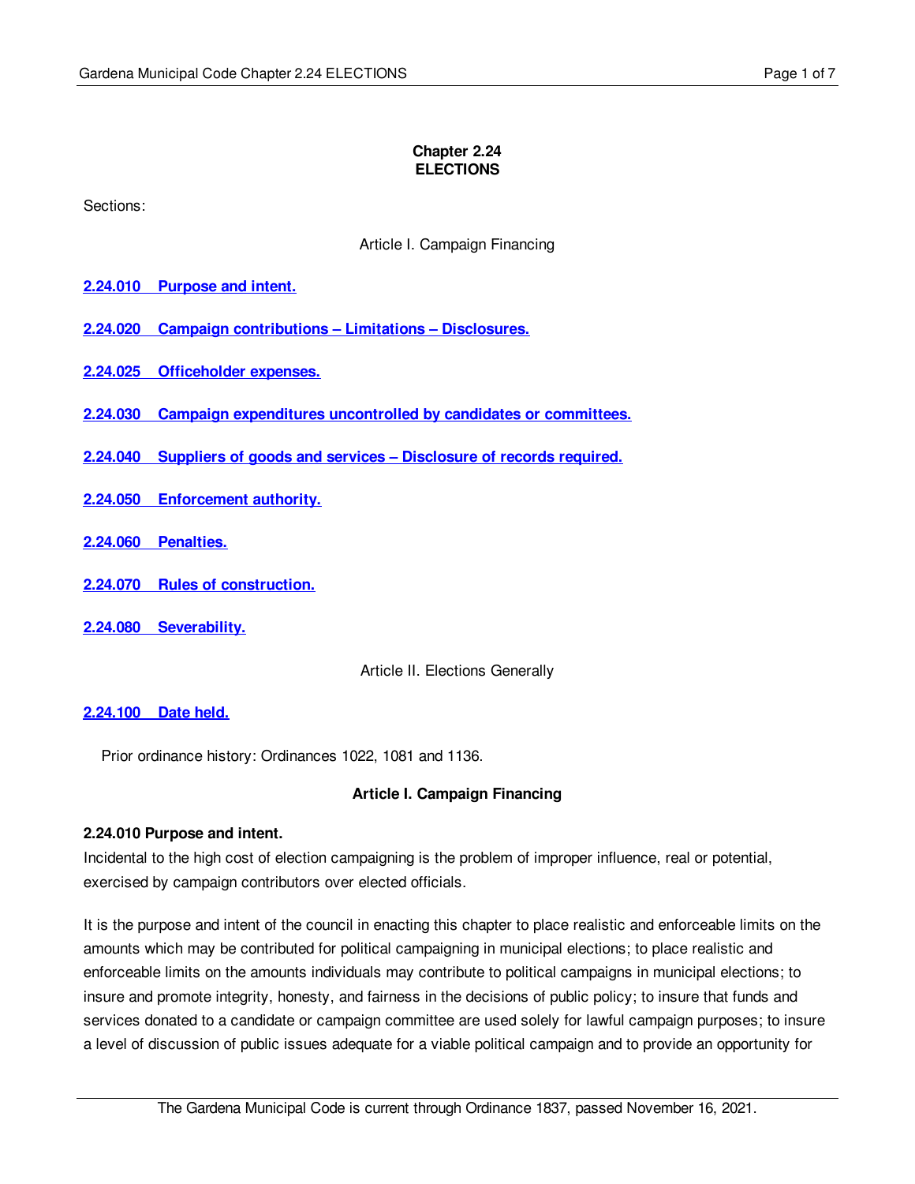# Chapter 2.24
# ELECTIONS

Sections:

Article I. Campaign Financing

**2.24.010 Purpose and intent.**

**2.24.020 Campaign contributions – Limitations – Disclosures.**

**2.24.025 Officeholder expenses.**

**2.24.030 Campaign expenditures uncontrolled by candidates or committees.**

**2.24.040 Suppliers of goods and services – Disclosure of records required.**

**2.24.050 Enforcement authority.**

**2.24.060 Penalties.**

**2.24.070 Rules of construction.**

**2.24.080 Severability.**

Article II. Elections Generally

**2.24.100 Date held.**

Prior ordinance history: Ordinances 1022, 1081 and 1136.

## Article I. Campaign Financing

### 2.24.010 Purpose and intent.

Incidental to the high cost of election campaigning is the problem of improper influence, real or potential, exercised by campaign contributors over elected officials.

It is the purpose and intent of the council in enacting this chapter to place realistic and enforceable limits on the amounts which may be contributed for political campaigning in municipal elections; to place realistic and enforceable limits on the amounts individuals may contribute to political campaigns in municipal elections; to insure and promote integrity, honesty, and fairness in the decisions of public policy; to insure that funds and services donated to a candidate or campaign committee are used solely for lawful campaign purposes; to insure a level of discussion of public issues adequate for a viable political campaign and to provide an opportunity for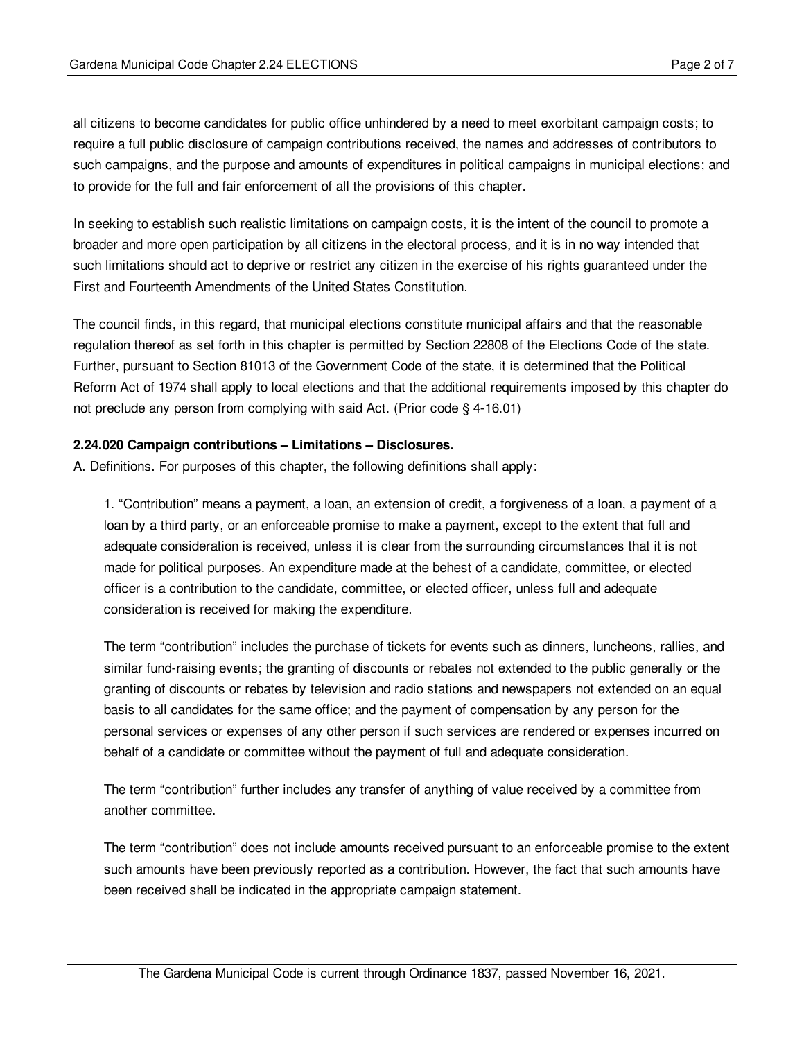all citizens to become candidates for public office unhindered by a need to meet exorbitant campaign costs; to require a full public disclosure of campaign contributions received, the names and addresses of contributors to such campaigns, and the purpose and amounts of expenditures in political campaigns in municipal elections; and to provide for the full and fair enforcement of all the provisions of this chapter.

In seeking to establish such realistic limitations on campaign costs, it is the intent of the council to promote a broader and more open participation by all citizens in the electoral process, and it is in no way intended that such limitations should act to deprive or restrict any citizen in the exercise of his rights guaranteed under the First and Fourteenth Amendments of the United States Constitution.

The council finds, in this regard, that municipal elections constitute municipal affairs and that the reasonable regulation thereof as set forth in this chapter is permitted by Section 22808 of the Elections Code of the state. Further, pursuant to Section 81013 of the Government Code of the state, it is determined that the Political Reform Act of 1974 shall apply to local elections and that the additional requirements imposed by this chapter do not preclude any person from complying with said Act. (Prior code § 4-16.01)

**2.24.020 Campaign contributions – Limitations – Disclosures.**

A. Definitions. For purposes of this chapter, the following definitions shall apply:

1. "Contribution" means a payment, a loan, an extension of credit, a forgiveness of a loan, a payment of a loan by a third party, or an enforceable promise to make a payment, except to the extent that full and adequate consideration is received, unless it is clear from the surrounding circumstances that it is not made for political purposes. An expenditure made at the behest of a candidate, committee, or elected officer is a contribution to the candidate, committee, or elected officer, unless full and adequate consideration is received for making the expenditure.

The term "contribution" includes the purchase of tickets for events such as dinners, luncheons, rallies, and similar fund-raising events; the granting of discounts or rebates not extended to the public generally or the granting of discounts or rebates by television and radio stations and newspapers not extended on an equal basis to all candidates for the same office; and the payment of compensation by any person for the personal services or expenses of any other person if such services are rendered or expenses incurred on behalf of a candidate or committee without the payment of full and adequate consideration.

The term "contribution" further includes any transfer of anything of value received by a committee from another committee.

The term "contribution" does not include amounts received pursuant to an enforceable promise to the extent such amounts have been previously reported as a contribution. However, the fact that such amounts have been received shall be indicated in the appropriate campaign statement.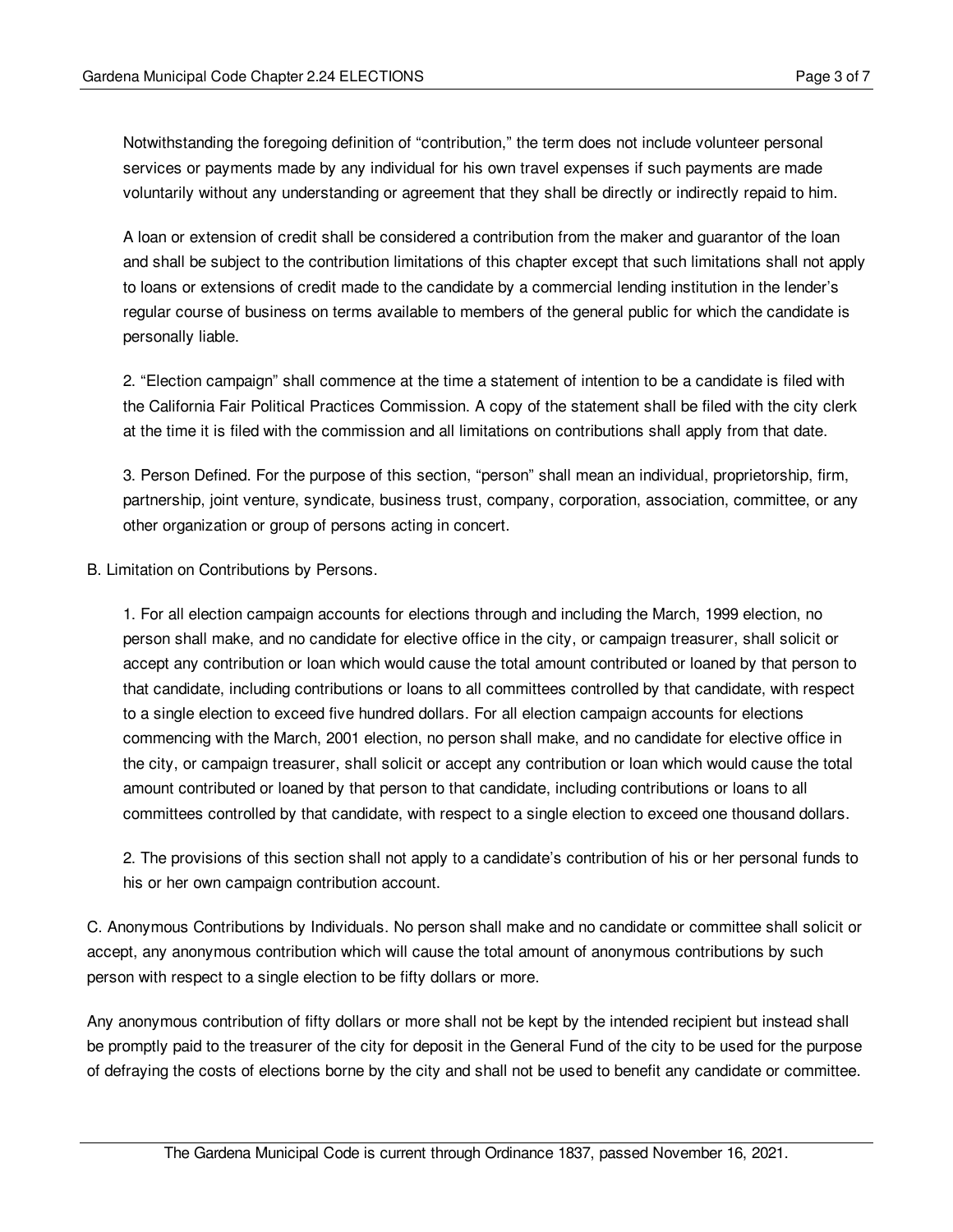Notwithstanding the foregoing definition of "contribution," the term does not include volunteer personal services or payments made by any individual for his own travel expenses if such payments are made voluntarily without any understanding or agreement that they shall be directly or indirectly repaid to him.

A loan or extension of credit shall be considered a contribution from the maker and guarantor of the loan and shall be subject to the contribution limitations of this chapter except that such limitations shall not apply to loans or extensions of credit made to the candidate by a commercial lending institution in the lender's regular course of business on terms available to members of the general public for which the candidate is personally liable.

2. "Election campaign" shall commence at the time a statement of intention to be a candidate is filed with the California Fair Political Practices Commission. A copy of the statement shall be filed with the city clerk at the time it is filed with the commission and all limitations on contributions shall apply from that date.

3. Person Defined. For the purpose of this section, "person" shall mean an individual, proprietorship, firm, partnership, joint venture, syndicate, business trust, company, corporation, association, committee, or any other organization or group of persons acting in concert.

B. Limitation on Contributions by Persons.

1. For all election campaign accounts for elections through and including the March, 1999 election, no person shall make, and no candidate for elective office in the city, or campaign treasurer, shall solicit or accept any contribution or loan which would cause the total amount contributed or loaned by that person to that candidate, including contributions or loans to all committees controlled by that candidate, with respect to a single election to exceed five hundred dollars. For all election campaign accounts for elections commencing with the March, 2001 election, no person shall make, and no candidate for elective office in the city, or campaign treasurer, shall solicit or accept any contribution or loan which would cause the total amount contributed or loaned by that person to that candidate, including contributions or loans to all committees controlled by that candidate, with respect to a single election to exceed one thousand dollars.

2. The provisions of this section shall not apply to a candidate's contribution of his or her personal funds to his or her own campaign contribution account.

C. Anonymous Contributions by Individuals. No person shall make and no candidate or committee shall solicit or accept, any anonymous contribution which will cause the total amount of anonymous contributions by such person with respect to a single election to be fifty dollars or more.

Any anonymous contribution of fifty dollars or more shall not be kept by the intended recipient but instead shall be promptly paid to the treasurer of the city for deposit in the General Fund of the city to be used for the purpose of defraying the costs of elections borne by the city and shall not be used to benefit any candidate or committee.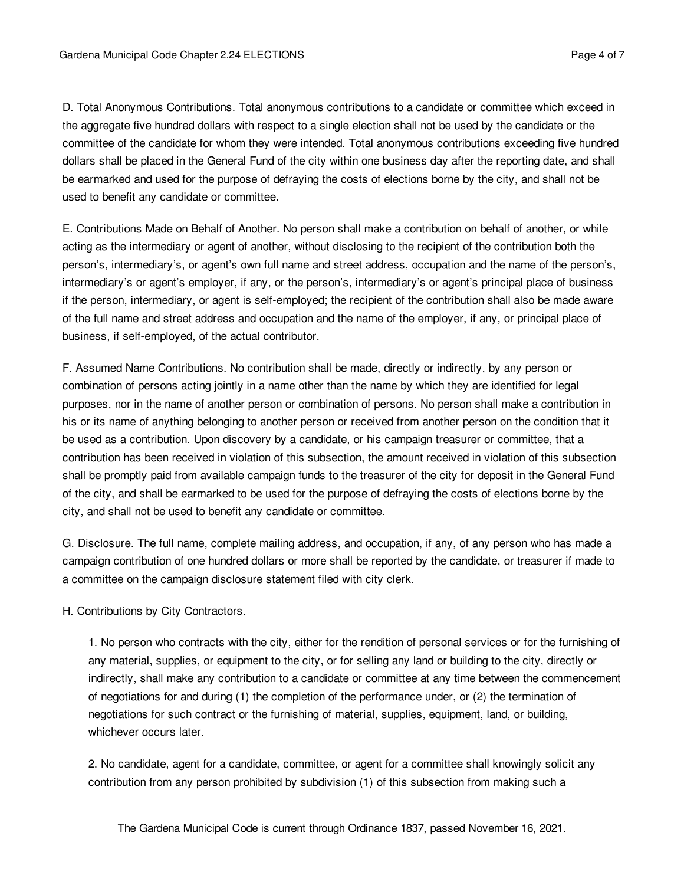D. Total Anonymous Contributions. Total anonymous contributions to a candidate or committee which exceed in the aggregate five hundred dollars with respect to a single election shall not be used by the candidate or the committee of the candidate for whom they were intended. Total anonymous contributions exceeding five hundred dollars shall be placed in the General Fund of the city within one business day after the reporting date, and shall be earmarked and used for the purpose of defraying the costs of elections borne by the city, and shall not be used to benefit any candidate or committee.

E. Contributions Made on Behalf of Another. No person shall make a contribution on behalf of another, or while acting as the intermediary or agent of another, without disclosing to the recipient of the contribution both the person's, intermediary's, or agent's own full name and street address, occupation and the name of the person's, intermediary's or agent's employer, if any, or the person's, intermediary's or agent's principal place of business if the person, intermediary, or agent is self-employed; the recipient of the contribution shall also be made aware of the full name and street address and occupation and the name of the employer, if any, or principal place of business, if self-employed, of the actual contributor.

F. Assumed Name Contributions. No contribution shall be made, directly or indirectly, by any person or combination of persons acting jointly in a name other than the name by which they are identified for legal purposes, nor in the name of another person or combination of persons. No person shall make a contribution in his or its name of anything belonging to another person or received from another person on the condition that it be used as a contribution. Upon discovery by a candidate, or his campaign treasurer or committee, that a contribution has been received in violation of this subsection, the amount received in violation of this subsection shall be promptly paid from available campaign funds to the treasurer of the city for deposit in the General Fund of the city, and shall be earmarked to be used for the purpose of defraying the costs of elections borne by the city, and shall not be used to benefit any candidate or committee.

G. Disclosure. The full name, complete mailing address, and occupation, if any, of any person who has made a campaign contribution of one hundred dollars or more shall be reported by the candidate, or treasurer if made to a committee on the campaign disclosure statement filed with city clerk.

H. Contributions by City Contractors.

1. No person who contracts with the city, either for the rendition of personal services or for the furnishing of any material, supplies, or equipment to the city, or for selling any land or building to the city, directly or indirectly, shall make any contribution to a candidate or committee at any time between the commencement of negotiations for and during (1) the completion of the performance under, or (2) the termination of negotiations for such contract or the furnishing of material, supplies, equipment, land, or building, whichever occurs later.

2. No candidate, agent for a candidate, committee, or agent for a committee shall knowingly solicit any contribution from any person prohibited by subdivision (1) of this subsection from making such a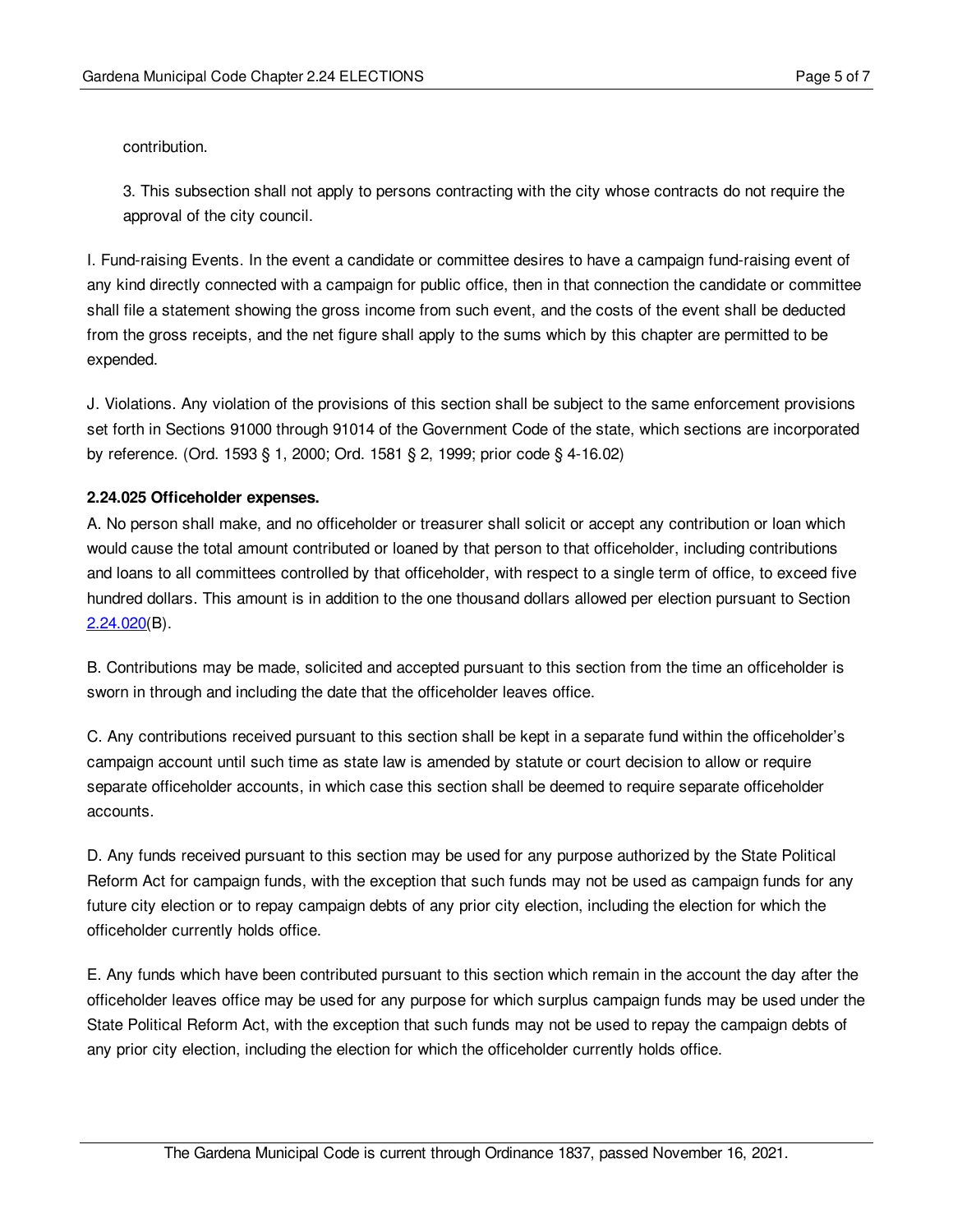contribution.

3. This subsection shall not apply to persons contracting with the city whose contracts do not require the approval of the city council.

I. Fund-raising Events. In the event a candidate or committee desires to have a campaign fund-raising event of any kind directly connected with a campaign for public office, then in that connection the candidate or committee shall file a statement showing the gross income from such event, and the costs of the event shall be deducted from the gross receipts, and the net figure shall apply to the sums which by this chapter are permitted to be expended.

J. Violations. Any violation of the provisions of this section shall be subject to the same enforcement provisions set forth in Sections 91000 through 91014 of the Government Code of the state, which sections are incorporated by reference. (Ord. 1593 § 1, 2000; Ord. 1581 § 2, 1999; prior code § 4-16.02)

**2.24.025 Officeholder expenses.**

A. No person shall make, and no officeholder or treasurer shall solicit or accept any contribution or loan which would cause the total amount contributed or loaned by that person to that officeholder, including contributions and loans to all committees controlled by that officeholder, with respect to a single term of office, to exceed five hundred dollars. This amount is in addition to the one thousand dollars allowed per election pursuant to Section 2.24.020(B).

B. Contributions may be made, solicited and accepted pursuant to this section from the time an officeholder is sworn in through and including the date that the officeholder leaves office.

C. Any contributions received pursuant to this section shall be kept in a separate fund within the officeholder's campaign account until such time as state law is amended by statute or court decision to allow or require separate officeholder accounts, in which case this section shall be deemed to require separate officeholder accounts.

D. Any funds received pursuant to this section may be used for any purpose authorized by the State Political Reform Act for campaign funds, with the exception that such funds may not be used as campaign funds for any future city election or to repay campaign debts of any prior city election, including the election for which the officeholder currently holds office.

E. Any funds which have been contributed pursuant to this section which remain in the account the day after the officeholder leaves office may be used for any purpose for which surplus campaign funds may be used under the State Political Reform Act, with the exception that such funds may not be used to repay the campaign debts of any prior city election, including the election for which the officeholder currently holds office.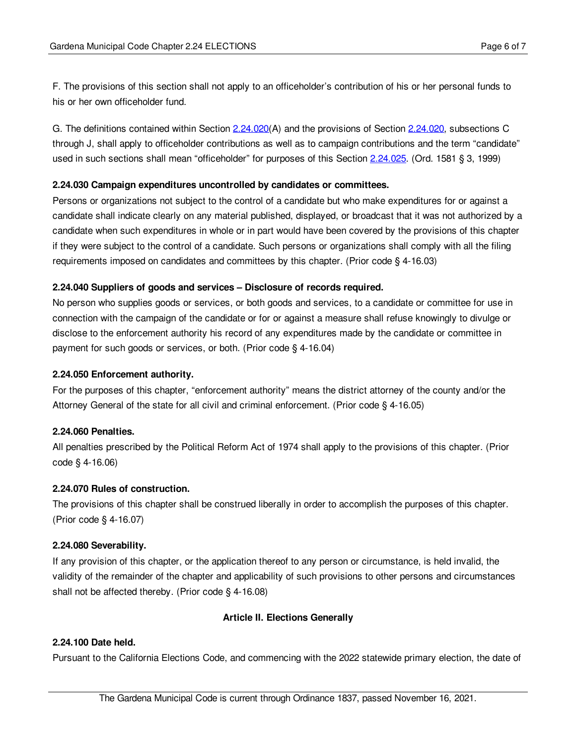F. The provisions of this section shall not apply to an officeholder’s contribution of his or her personal funds to his or her own officeholder fund.

G. The definitions contained within Section 2.24.020(A) and the provisions of Section 2.24.020, subsections C through J, shall apply to officeholder contributions as well as to campaign contributions and the term “candidate” used in such sections shall mean “officeholder” for purposes of this Section 2.24.025. (Ord. 1581 § 3, 1999)

**2.24.030 Campaign expenditures uncontrolled by candidates or committees.**

Persons or organizations not subject to the control of a candidate but who make expenditures for or against a candidate shall indicate clearly on any material published, displayed, or broadcast that it was not authorized by a candidate when such expenditures in whole or in part would have been covered by the provisions of this chapter if they were subject to the control of a candidate. Such persons or organizations shall comply with all the filing requirements imposed on candidates and committees by this chapter. (Prior code § 4-16.03)

**2.24.040 Suppliers of goods and services – Disclosure of records required.**

No person who supplies goods or services, or both goods and services, to a candidate or committee for use in connection with the campaign of the candidate or for or against a measure shall refuse knowingly to divulge or disclose to the enforcement authority his record of any expenditures made by the candidate or committee in payment for such goods or services, or both. (Prior code § 4-16.04)

**2.24.050 Enforcement authority.**

For the purposes of this chapter, “enforcement authority” means the district attorney of the county and/or the Attorney General of the state for all civil and criminal enforcement. (Prior code § 4-16.05)

**2.24.060 Penalties.**

All penalties prescribed by the Political Reform Act of 1974 shall apply to the provisions of this chapter. (Prior code § 4-16.06)

**2.24.070 Rules of construction.**

The provisions of this chapter shall be construed liberally in order to accomplish the purposes of this chapter. (Prior code § 4-16.07)

**2.24.080 Severability.**

If any provision of this chapter, or the application thereof to any person or circumstance, is held invalid, the validity of the remainder of the chapter and applicability of such provisions to other persons and circumstances shall not be affected thereby. (Prior code § 4-16.08)

## Article II. Elections Generally

**2.24.100 Date held.**

Pursuant to the California Elections Code, and commencing with the 2022 statewide primary election, the date of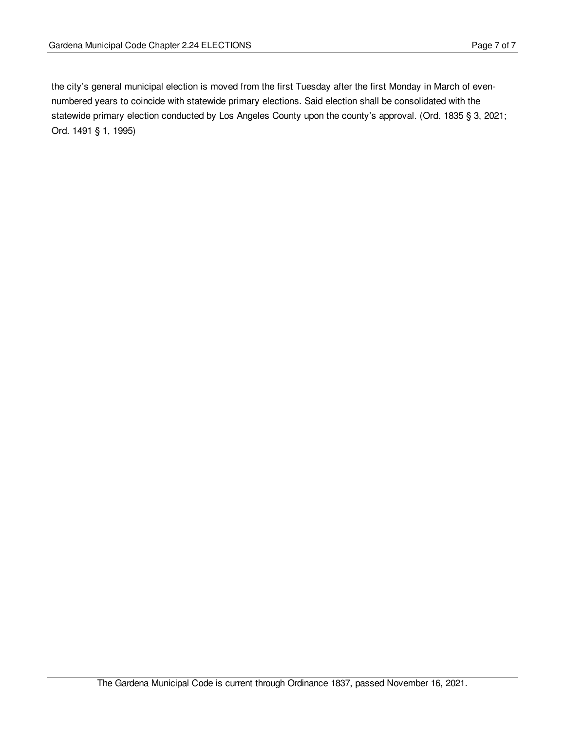the city’s general municipal election is moved from the first Tuesday after the first Monday in March of even-numbered years to coincide with statewide primary elections. Said election shall be consolidated with the statewide primary election conducted by Los Angeles County upon the county’s approval. (Ord. 1835 § 3, 2021; Ord. 1491 § 1, 1995)